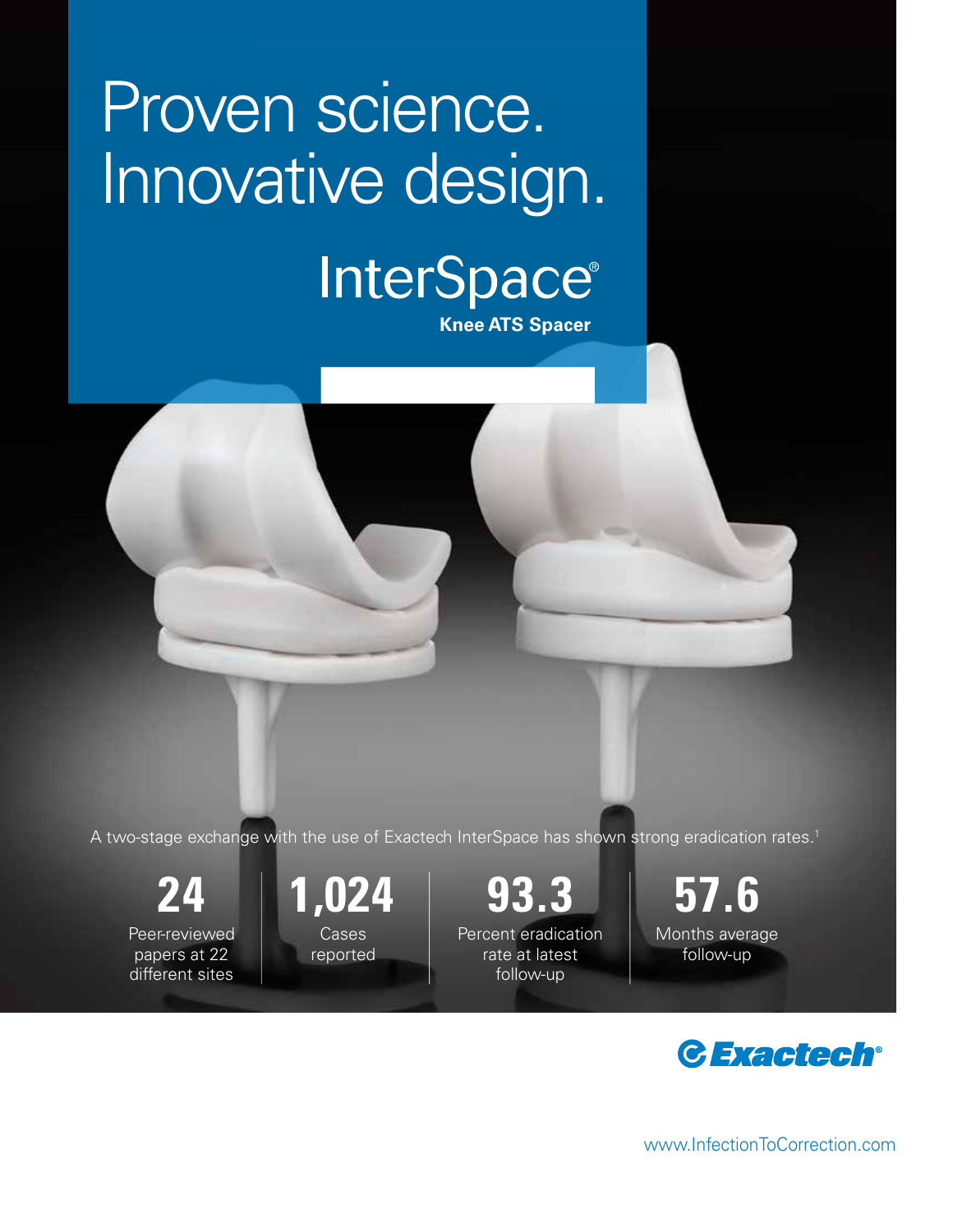# Proven science. Innovative design.

## InterSpace®

**Knee ATS Spacer**

A two-stage exchange with the use of Exactech InterSpace has shown strong eradication rates.[1]

**24**
Peer-reviewed papers at 22 different sites

**1,024**
Cases reported

**93.3**
Percent eradication rate at latest follow-up

**57.6**
Months average follow-up

Exactech®

www.InfectionToCorrection.com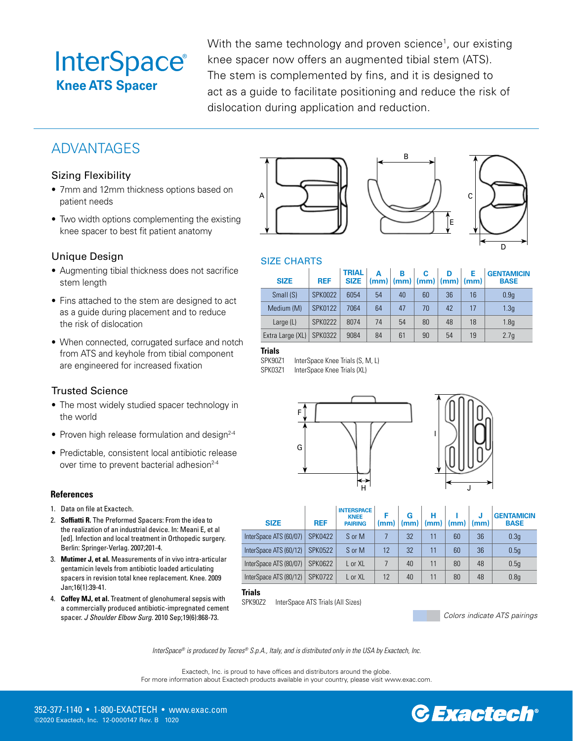# InterSpace®

## Knee ATS Spacer

With the same technology and proven science[1], our existing knee spacer now offers an augmented tibial stem (ATS). The stem is complemented by fins, and it is designed to act as a guide to facilitate positioning and reduce the risk of dislocation during application and reduction.

## ADVANTAGES

### Sizing Flexibility

- 7mm and 12mm thickness options based on patient needs
- Two width options complementing the existing knee spacer to best fit patient anatomy

### Unique Design

- Augmenting tibial thickness does not sacrifice stem length
- Fins attached to the stem are designed to act as a guide during placement and to reduce the risk of dislocation
- When connected, corrugated surface and notch from ATS and keyhole from tibial component are engineered for increased fixation

### Trusted Science

- The most widely studied spacer technology in the world
- Proven high release formulation and design[2-4]
- Predictable, consistent local antibiotic release over time to prevent bacterial adhesion[2-4]

A

B

E

C

D

## SIZE CHARTS

| SIZE | REF | TRIAL SIZE | A (mm) | B (mm) | C (mm) | D (mm) | E (mm) | GENTAMICIN BASE |
|---|---|---|---|---|---|---|---|---|
| Small (S) | SPK0022 | 6054 | 54 | 40 | 60 | 36 | 16 | 0.9g |
| Medium (M) | SPK0122 | 7064 | 64 | 47 | 70 | 42 | 17 | 1.3g |
| Large (L) | SPK0222 | 8074 | 74 | 54 | 80 | 48 | 18 | 1.8g |
| Extra Large (XL) | SPK0322 | 9084 | 84 | 61 | 90 | 54 | 19 | 2.7g |

**Trials**

SPK90Z1 InterSpace Knee Trials (S, M, L)
SPK03Z1 InterSpace Knee Trials (XL)

F

G

H

I

J

| SIZE | REF | INTERSPACE KNEE PAIRING | F (mm) | G (mm) | H (mm) | I (mm) | J (mm) | GENTAMICIN BASE |
|---|---|---|---|---|---|---|---|---|
| InterSpace ATS (60/07) | SPK0422 | S or M | 7 | 32 | 11 | 60 | 36 | 0.3g |
| InterSpace ATS (60/12) | SPK0522 | S or M | 12 | 32 | 11 | 60 | 36 | 0.5g |
| InterSpace ATS (80/07) | SPK0622 | L or XL | 7 | 40 | 11 | 80 | 48 | 0.5g |
| InterSpace ATS (80/12) | SPK0722 | L or XL | 12 | 40 | 11 | 80 | 48 | 0.8g |

**Trials**

SPK90Z2 InterSpace ATS Trials (All Sizes)

*Colors indicate ATS pairings*

### References

1. Data on file at Exactech.
2. **Soffiatti R.** The Preformed Spacers: From the idea to the realization of an industrial device. In: Meani E, et al [ed]. Infection and local treatment in Orthopedic surgery. Berlin: Springer-Verlag. 2007;201-4.
3. **Mutimer J, et al.** Measurements of in vivo intra-articular gentamicin levels from antibiotic loaded articulating spacers in revision total knee replacement. Knee. 2009 Jan;16(1):39-41.
4. **Coffey MJ, et al.** Treatment of glenohumeral sepsis with a commercially produced antibiotic-impregnated cement spacer. *J Shoulder Elbow Surg.* 2010 Sep;19(6):868-73.

*InterSpace® is produced by Tecres® S.p.A., Italy, and is distributed only in the USA by Exactech, Inc.*

Exactech, Inc. is proud to have offices and distributors around the globe.
For more information about Exactech products available in your country, please visit www.exac.com.

352-377-1140 • 1-800-EXACTECH • www.exac.com
©2020 Exactech, Inc. 12-0000147 Rev. B 1020

Exactech®